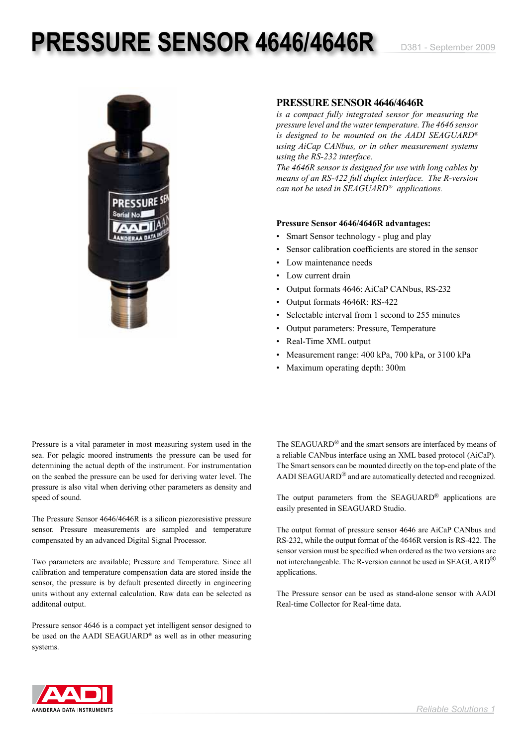# PRESSURE SENSOR 4646/4646R

D381 - September 2009

## PRESSURE SENSOR 4646/4646R

*is a compact fully integrated sensor for measuring the pressure level and the water temperature. The 4646 sensor is designed to be mounted on the AADI SEAGUARD® using AiCap CANbus, or in other measurement systems using the RS-232 interface.*
*The 4646R sensor is designed for use with long cables by means of an RS-422 full duplex interface. The R-version can not be used in SEAGUARD® applications.*

**Pressure Sensor 4646/4646R advantages:**

- Smart Sensor technology - plug and play
- Sensor calibration coefficients are stored in the sensor
- Low maintenance needs
- Low current drain
- Output formats 4646: AiCaP CANbus, RS-232
- Output formats 4646R: RS-422
- Selectable interval from 1 second to 255 minutes
- Output parameters: Pressure, Temperature
- Real-Time XML output
- Measurement range: 400 kPa, 700 kPa, or 3100 kPa
- Maximum operating depth: 300m

Pressure is a vital parameter in most measuring system used in the sea. For pelagic moored instruments the pressure can be used for determining the actual depth of the instrument. For instrumentation on the seabed the pressure can be used for deriving water level. The pressure is also vital when deriving other parameters as density and speed of sound.

The Pressure Sensor 4646/4646R is a silicon piezoresistive pressure sensor. Pressure measurements are sampled and temperature compensated by an advanced Digital Signal Processor.

Two parameters are available; Pressure and Temperature. Since all calibration and temperature compensation data are stored inside the sensor, the pressure is by default presented directly in engineering units without any external calculation. Raw data can be selected as additonal output.

Pressure sensor 4646 is a compact yet intelligent sensor designed to be used on the AADI SEAGUARD® as well as in other measuring systems.

The SEAGUARD® and the smart sensors are interfaced by means of a reliable CANbus interface using an XML based protocol (AiCaP). The Smart sensors can be mounted directly on the top-end plate of the AADI SEAGUARD® and are automatically detected and recognized.

The output parameters from the SEAGUARD® applications are easily presented in SEAGUARD Studio.

The output format of pressure sensor 4646 are AiCaP CANbus and RS-232, while the output format of the 4646R version is RS-422. The sensor version must be specified when ordered as the two versions are not interchangeable. The R-version cannot be used in SEAGUARD® applications.

The Pressure sensor can be used as stand-alone sensor with AADI Real-time Collector for Real-time data.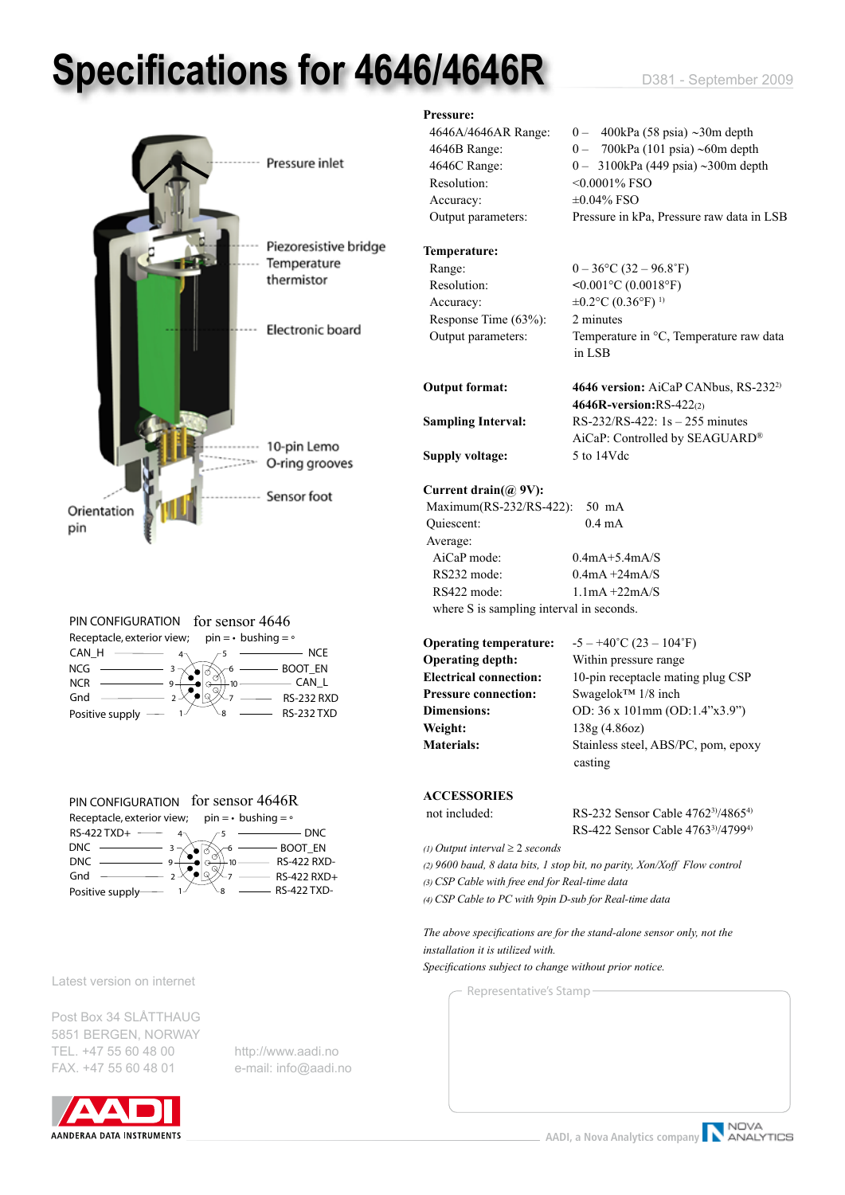# Specifications for 4646/4646R

D381 - September 2009

Pressure inlet

Piezoresistive bridge

Temperature thermistor

Electronic board

10-pin Lemo

O-ring grooves

Sensor foot

Orientation pin

**Pressure:**

| | |
|---|---|
| 4646A/4646AR Range: | 0 – 400kPa (58 psia) ~30m depth |
| 4646B Range: | 0 – 700kPa (101 psia) ~60m depth |
| 4646C Range: | 0 – 3100kPa (449 psia) ~300m depth |
| Resolution: | <0.0001% FSO |
| Accuracy: | ±0.04% FSO |
| Output parameters: | Pressure in kPa, Pressure raw data in LSB |

**Temperature:**

| | |
|---|---|
| Range: | 0 – 36°C (32 – 96.8°F) |
| Resolution: | <0.001°C (0.0018°F) |
| Accuracy: | ±0.2°C (0.36°F) [1)] |
| Response Time (63%): | 2 minutes |
| Output parameters: | Temperature in °C, Temperature raw data in LSB |

| | |
|---|---|
| **Output format:** | **4646 version:** AiCaP CANbus, RS-232[2)] |
| | **4646R-version:** RS-422[(2)] |
| **Sampling Interval:** | RS-232/RS-422: 1s – 255 minutes |
| | AiCaP: Controlled by SEAGUARD® |
| **Supply voltage:** | 5 to 14Vdc |

**Current drain(@ 9V):**

| | |
|---|---|
| Maximum(RS-232/RS-422): | 50 mA |
| Quiescent: | 0.4 mA |
| Average: | |
| AiCaP mode: | 0.4mA+5.4mA/S |
| RS232 mode: | 0.4mA +24mA/S |
| RS422 mode: | 1.1mA +22mA/S |

where S is sampling interval in seconds.

| | |
|---|---|
| **Operating temperature:** | -5 – +40°C (23 – 104°F) |
| **Operating depth:** | Within pressure range |
| **Electrical connection:** | 10-pin receptacle mating plug CSP |
| **Pressure connection:** | Swagelok™ 1/8 inch |
| **Dimensions:** | OD: 36 x 101mm (OD:1.4"x3.9") |
| **Weight:** | 138g (4.86oz) |
| **Materials:** | Stainless steel, ABS/PC, pom, epoxy casting |

**ACCESSORIES**

| | |
|---|---|
| not included: | RS-232 Sensor Cable 4762[3)]/4865[4)] |
| | RS-422 Sensor Cable 4763[3)]/4799[4)] |

*(1) Output interval ≥ 2 seconds*
*(2) 9600 baud, 8 data bits, 1 stop bit, no parity, Xon/Xoff Flow control*
*(3) CSP Cable with free end for Real-time data*
*(4) CSP Cable to PC with 9pin D-sub for Real-time data*

*The above specifications are for the stand-alone sensor only, not the installation it is utilized with.*
*Specifications subject to change without prior notice.*

PIN CONFIGURATION for sensor 4646

Receptacle, exterior view; pin = • bushing = ◦

| | |
|---|---|
| 4: CAN_H | 5: NCE |
| 3: NCG | 6: BOOT_EN |
| 9: NCR | 10: CAN_L |
| 2: Gnd | 7: RS-232 RXD |
| 1: Positive supply | 8: RS-232 TXD |

PIN CONFIGURATION for sensor 4646R

Receptacle, exterior view; pin = • bushing = ◦

| | |
|---|---|
| 4: RS-422 TXD+ | 5: DNC |
| 3: DNC | 6: BOOT_EN |
| 9: DNC | 10: RS-422 RXD- |
| 2: Gnd | 7: RS-422 RXD+ |
| 1: Positive supply | 8: RS-422 TXD- |

Representative's Stamp

Latest version on internet

Post Box 34 SLÅTTHAUG
5851 BERGEN, NORWAY
TEL. +47 55 60 48 00
FAX. +47 55 60 48 01

http://www.aadi.no
e-mail: info@aadi.no

AADI AANDERAA DATA INSTRUMENTS

AADI, a Nova Analytics company

NOVA ANALYTICS